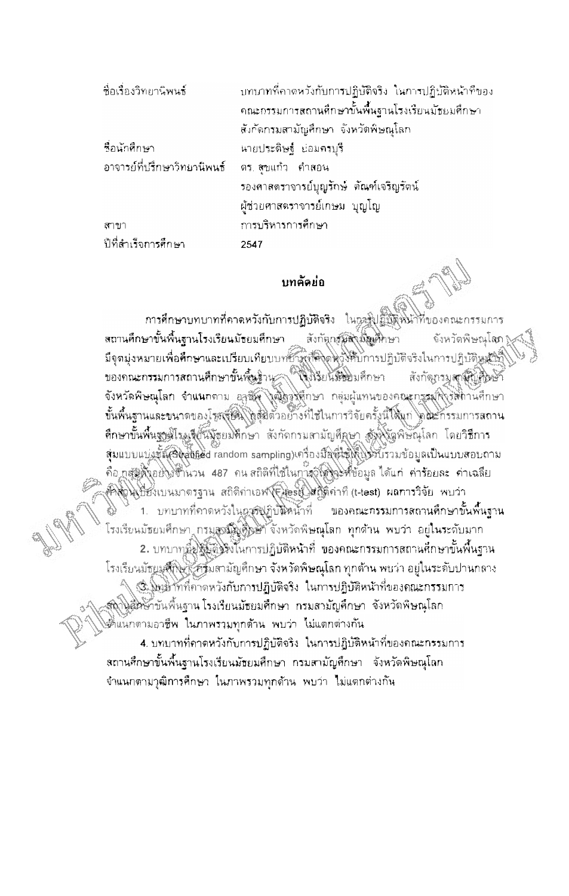| | |
|---|---|
| ชื่อเรื่องวิทยานิพนธ์ | บทบาทที่คาดหวังกับการปฏิบัติจริง ในการปฏิบัติหน้าที่ของคณะกรรมการสถานศึกษาขั้นพื้นฐานโรงเรียนมัธยมศึกษา สังกัดกรมสามัญศึกษา จังหวัดพิษณุโลก |
| ชื่อนักศึกษา | นายประดิษฐ์ ย่อมครบุรี |
| อาจารย์ที่ปรึกษาวิทยานิพนธ์ | ดร. สุขแก้ว คำสอน |
| | รองศาสตราจารย์บุญรักษ์ ตัณฑ์เจริญรัตน์ |
| | ผู้ช่วยศาสตราจารย์เกษม บุญโญ |
| สาขา | การบริหารการศึกษา |
| ปีที่สำเร็จการศึกษา | 2547 |

## บทคัดย่อ

การศึกษาบทบาทที่คาดหวังกับการปฏิบัติจริง ในการปฏิบัติหน้าที่ของคณะกรรมการสถานศึกษาขั้นพื้นฐานโรงเรียนมัธยมศึกษา สังกัดกรมสามัญศึกษา จังหวัดพิษณุโลก มีจุดมุ่งหมายเพื่อศึกษาและเปรียบเทียบบทบาทที่คาดหวังกับการปฏิบัติจริงในการปฏิบัติหน้าที่ของคณะกรรมการสถานศึกษาขั้นพื้นฐาน โรงเรียนมัธยมศึกษา สังกัดกรมสามัญศึกษา จังหวัดพิษณุโลก จำแนกตาม อาชีพ วุฒิการศึกษา กลุ่มผู้แทนของคณะกรรมการสถานศึกษาขั้นพื้นฐานและขนาดของโรงเรียน กลุ่มตัวอย่างที่ใช้ในการวิจัยครั้งนี้ได้แก่ คณะกรรมการสถานศึกษาขั้นพื้นฐานโรงเรียนมัธยมศึกษา สังกัดกรมสามัญศึกษา จังหวัดพิษณุโลก โดยวิธีการสุ่มแบบแบ่งชั้น(Stratified random sampling)เครื่องมือที่ใช้เก็บรวบรวมข้อมูลเป็นแบบสอบถาม คือ กลุ่มตัวอย่างจำนวน 487 คน สถิติที่ใช้ในการวิเคราะห์ข้อมูล ได้แก่ ค่าร้อยละ ค่าเฉลี่ย ค่าส่วนเบี่ยงเบนมาตรฐาน สถิติค่าเอฟ (F-test) สถิติค่าที (t-test) ผลการวิจัย พบว่า

1. บทบาทที่คาดหวังในการปฏิบัติหน้าที่ ของคณะกรรมการสถานศึกษาขั้นพื้นฐานโรงเรียนมัธยมศึกษา กรมสามัญศึกษา จังหวัดพิษณุโลก ทุกด้าน พบว่า อยู่ในระดับมาก
2. บทบาทที่ปฏิบัติจริงในการปฏิบัติหน้าที่ ของคณะกรรมการสถานศึกษาขั้นพื้นฐานโรงเรียนมัธยมศึกษา กรมสามัญศึกษา จังหวัดพิษณุโลก ทุกด้าน พบว่า อยู่ในระดับปานกลาง
3. บทบาทที่คาดหวังกับการปฏิบัติจริง ในการปฏิบัติหน้าที่ของคณะกรรมการสถานศึกษาขั้นพื้นฐาน โรงเรียนมัธยมศึกษา กรมสามัญศึกษา จังหวัดพิษณุโลก จำแนกตามอาชีพ ในภาพรวมทุกด้าน พบว่า ไม่แตกต่างกัน
4. บทบาทที่คาดหวังกับการปฏิบัติจริง ในการปฏิบัติหน้าที่ของคณะกรรมการสถานศึกษาขั้นพื้นฐานโรงเรียนมัธยมศึกษา กรมสามัญศึกษา จังหวัดพิษณุโลก จำแนกตามวุฒิการศึกษา ในภาพรวมทุกด้าน พบว่า ไม่แตกต่างกัน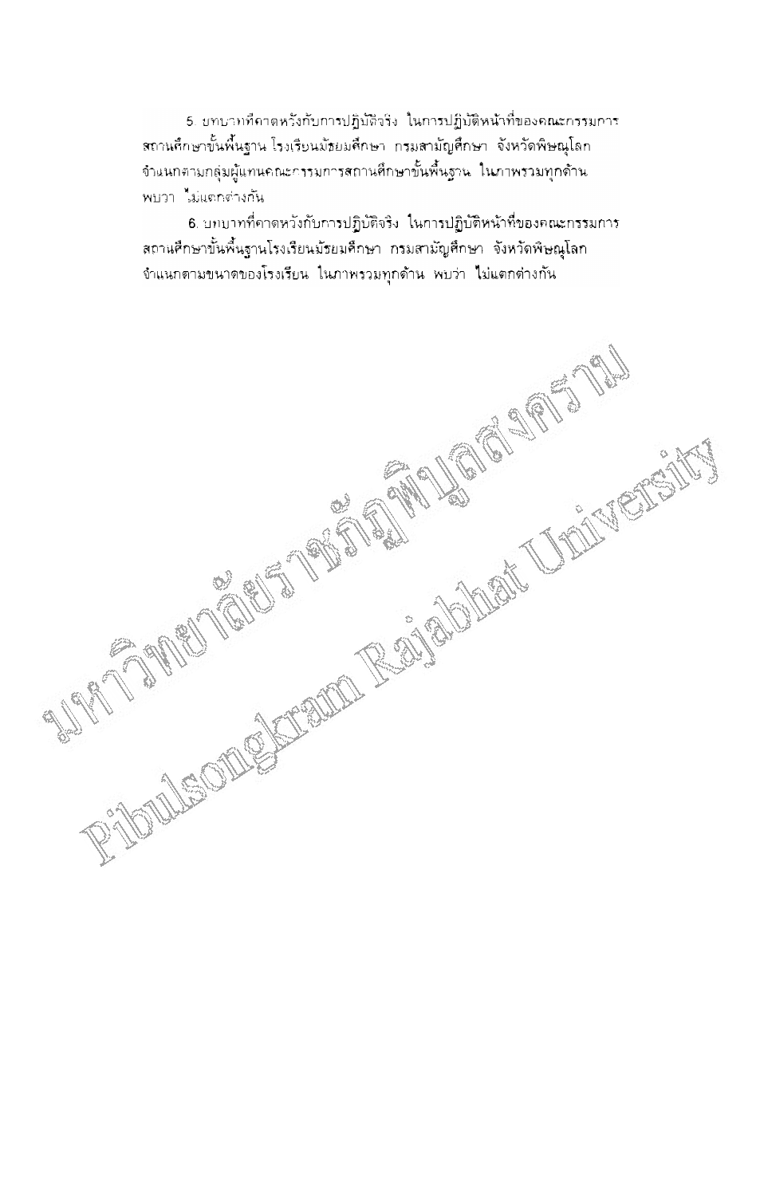5. บทบาทที่คาดหวังกับการปฏิบัติจริง ในการปฏิบัติหน้าที่ของคณะกรรมการสถานศึกษาขั้นพื้นฐาน โรงเรียนมัธยมศึกษา กรมสามัญศึกษา จังหวัดพิษณุโลก จำแนกตามกลุ่มผู้แทนคณะกรรมการสถานศึกษาขั้นพื้นฐาน ในภาพรวมทุกด้าน พบว่า ไม่แตกต่างกัน

6. บทบาทที่คาดหวังกับการปฏิบัติจริง ในการปฏิบัติหน้าที่ของคณะกรรมการสถานศึกษาขั้นพื้นฐานโรงเรียนมัธยมศึกษา กรมสามัญศึกษา จังหวัดพิษณุโลก จำแนกตามขนาดของโรงเรียน ในภาพรวมทุกด้าน พบว่า ไม่แตกต่างกัน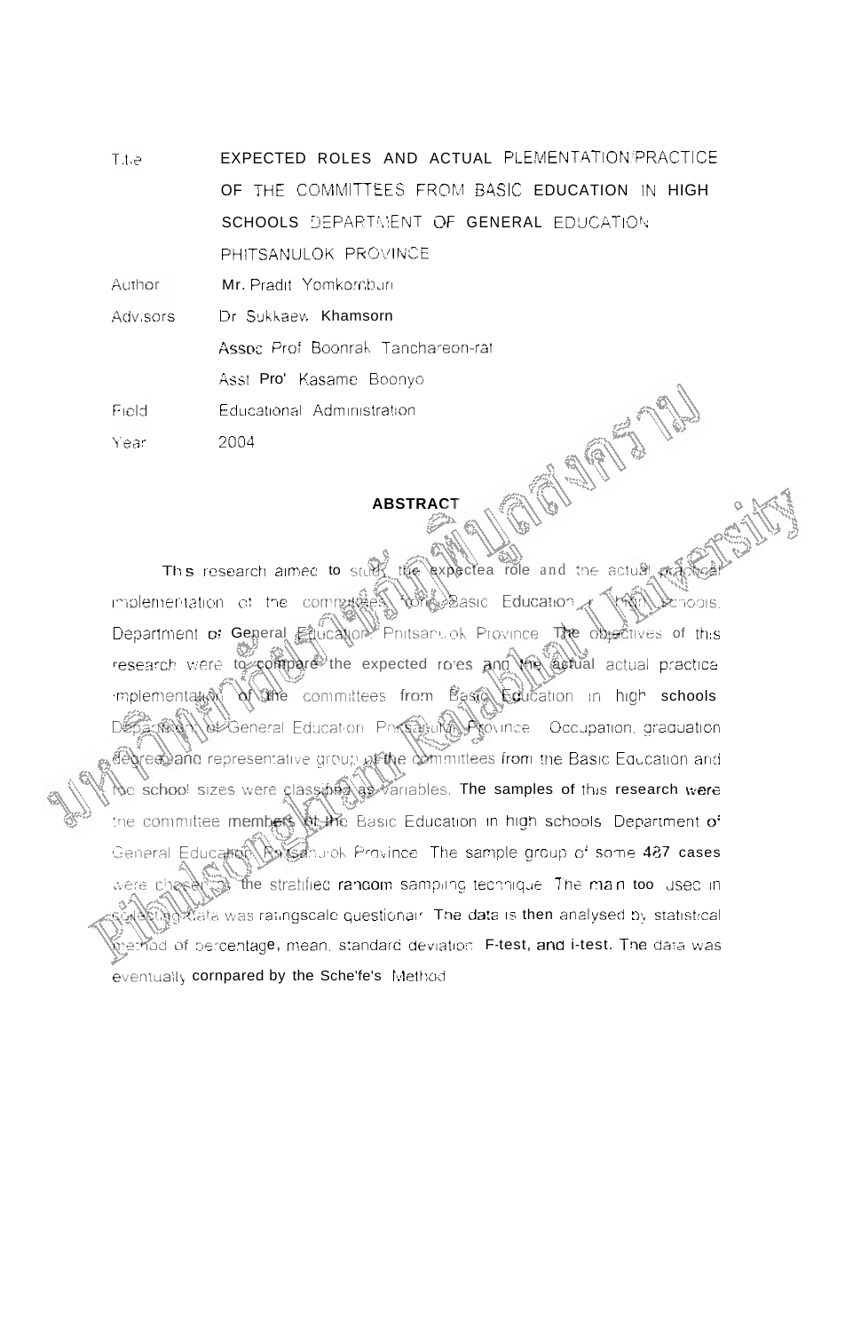| | |
|---|---|
| Title | EXPECTED ROLES AND ACTUAL PLEMENTATION PRACTICE OF THE COMMITTEES FROM BASIC EDUCATION IN HIGH SCHOOLS DEPARTMENT OF GENERAL EDUCATION PHITSANULOK PROVINCE |
| Author | Mr. Pradit Yomkornburi |
| Advisors | Dr. Sukkaew Khamsorn |
| | Assoc. Prof. Boonrak Tanchareon-rat |
| | Asst. Prof. Kasame Boonyo |
| Field | Educational Administration |
| Year | 2004 |

## ABSTRACT

This research aimed to study the expectea role and the actual practical implementation of the committees from Basic Education in high schools, Department of General Education, Phitsanulok Province. The objectives of this research were to compare the expected roles and the actual actual practical implementation of the committees from Basic Education in high schools Department of General Education Phitsanulok Province. Occupation, graduation degree and representative group of the committees from the Basic Education and the school sizes were classified as variables. The samples of this research were the committee members of the Basic Education in high schools Department of General Education Phitsanulok Province. The sample group of some 427 cases were chosen by the stratified random sampling technique. The main tool used in collecting data was ratingscale questionair. The data is then analysed by statistical method of percentage, mean, standard deviation, F-test, and t-test. The data was eventually compared by the Sche'fe's Method.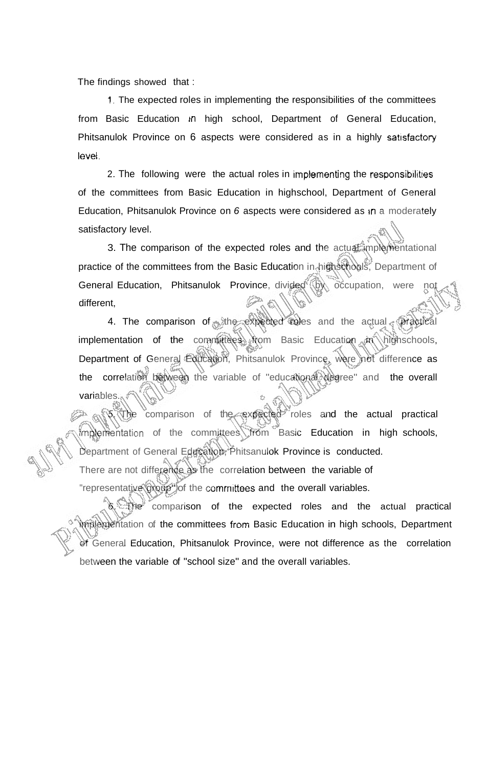The findings showed that :

1. The expected roles in implementing the responsibilities of the committees from Basic Education in high school, Department of General Education, Phitsanulok Province on 6 aspects were considered as in a highly satisfactory level.

2. The following were the actual roles in implementing the responsibilities of the committees from Basic Education in highschool, Department of General Education, Phitsanulok Province on *6* aspects were considered as in a moderately satisfactory level.

3. The comparison of the expected roles and the actual implementational practice of the committees from the Basic Education in highschools, Department of General Education, Phitsanulok Province, divided by occupation, were not different,

4. The comparison of the expected roles and the actual practical implementation of the committees from Basic Education in highschools, Department of General Education, Phitsanulok Province, were not difference as the correlation between the variable of "educational degree" and the overall variables.

5. The comparison of the expected roles and the actual practical implementation of the committees from Basic Education in high schools, Department of General Education, Phitsanulok Province is conducted. There are not difference as the correlation between the variable of "representative group" of the committees and the overall variables.

*6*. The comparison of the expected roles and the actual practical implementation of the committees from Basic Education in high schools, Department of General Education, Phitsanulok Province, were not difference as the correlation between the variable of "school size" and the overall variables.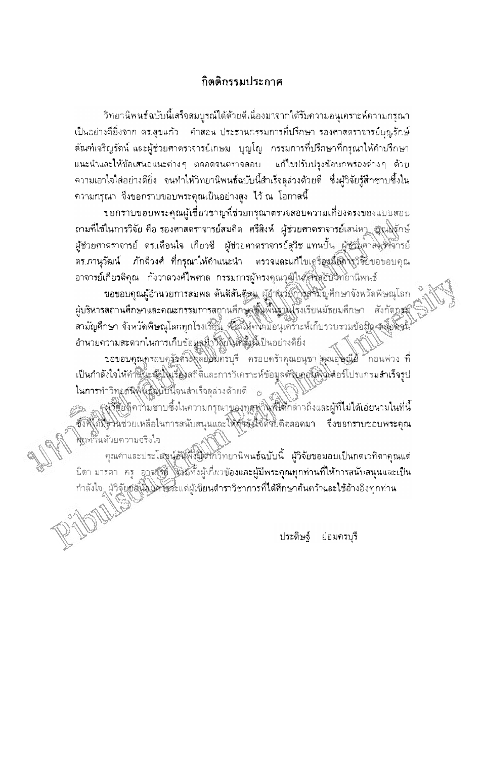# กิตติกรรมประกาศ

วิทยานิพนธ์ฉบับนี้เสร็จสมบูรณ์ได้ด้วยดีเนื่องมาจากได้รับความอนุเคราะห์ความกรุณาเป็นอย่างดียิ่งจาก ดร.สุขแก้ว คำสอน ประธานกรรมการที่ปรึกษา รองศาสตราจารย์บุญรักษ์ ตัณฑ์เจริญรัตน์ และผู้ช่วยศาสตราจารย์เกษม บุญโญ กรรมการที่ปรึกษาที่กรุณาให้คำปรึกษาแนะนำและให้ข้อเสนอแนะต่างๆ ตลอดจนตรวจสอบ แก้ไขปรับปรุงข้อบกพร่องต่างๆ ด้วยความเอาใจใส่อย่างดียิ่ง จนทำให้วิทยานิพนธ์ฉบับนี้สำเร็จลุล่วงด้วยดี ซึ่งผู้วิจัยรู้สึกซาบซึ้งในความกรุณา จึงขอกราบขอบพระคุณเป็นอย่างสูง ไว้ ณ โอกาสนี้

ขอกราบขอบพระคุณผู้เชี่ยวชาญที่ช่วยกรุณาตรวจสอบความเที่ยงตรงของแบบสอบถามที่ใช้ในการวิจัย คือ รองศาสตราจารย์สมคิด ศรีสิงห์ ผู้ช่วยศาสตราจารย์เสน่หา บุญรักษ์ ผู้ช่วยศาสตราจารย์ ดร.เตือนใจ เกียวซี ผู้ช่วยศาสตราจารย์สุวิช แทนปั้น ผู้ช่วยศาสตราจารย์ ดร.ภานุวัฒน์ ภักดีวงศ์ ที่กรุณาให้คำแนะนำ ตรวจและแก้ไขเครื่องมือการวิจัย ขอขอบคุณอาจารย์เกียรติคุณ กังวาลวงศ์ไพศาล กรรมการผู้ทรงคุณวุฒิในการสอบวิทยานิพนธ์

ขอขอบคุณผู้อำนวยการสมพล ตันติสันติสม ผู้อำนวยการสามัญศึกษาจังหวัดพิษณุโลก ผู้บริหารสถานศึกษาและคณะกรรมการสถานศึกษาขั้นพื้นฐานโรงเรียนมัธยมศึกษา สังกัดกรมสามัญศึกษา จังหวัดพิษณุโลกทุกโรงเรียน ที่ได้ให้ความอนุเคราะห์เก็บรวบรวมข้อมูล ตลอดจนอำนวยความสะดวกในการเก็บข้อมูลวิจัยในครั้งนี้เป็นอย่างดียิ่ง

ขอขอบคุณครอบครัวคุณสุชาติ ย่อมครบุรี ครอบครัวคุณอนุชา คุณอุษณีย์ กอนพ่วง ที่เป็นกำลังใจให้คำแนะนำในเรื่องสถิติและการวิเคราะห์ข้อมูลด้วยคอมพิวเตอร์โปรแกรมสำเร็จรูปในการทำวิทยานิพนธ์ฉบับนี้จนสำเร็จลุล่วงด้วยดี

ผู้วิจัยมีความซาบซึ้งในความกรุณาของทุกท่านที่ได้กล่าวถึงและผู้ที่ไม่ได้เอ่ยนามในที่นี้ ซึ่งที่ได้มีส่วนช่วยเหลือในการสนับสนุนและให้กำลังใจด้วยดีตลอดมา จึงขอกราบขอบพระคุณทุกท่านด้วยความจริงใจ

คุณค่าและประโยชน์อันพึงมีจากวิทยานิพนธ์ฉบับนี้ ผู้วิจัยขอมอบเป็นกตเวทิตาคุณแด่บิดา มารดา ครู อาจารย์ ตลอดทั้งผู้เกี่ยวข้องและผู้มีพระคุณทุกท่านที่ให้การสนับสนุนและเป็นกำลังใจ ผู้วิจัยขอน้อมคารวะแด่ผู้เขียนตำราวิชาการที่ได้ศึกษาค้นคว้าและใช้อ้างอิงทุกท่าน

ประดิษฐ์ ย่อมครบุรี